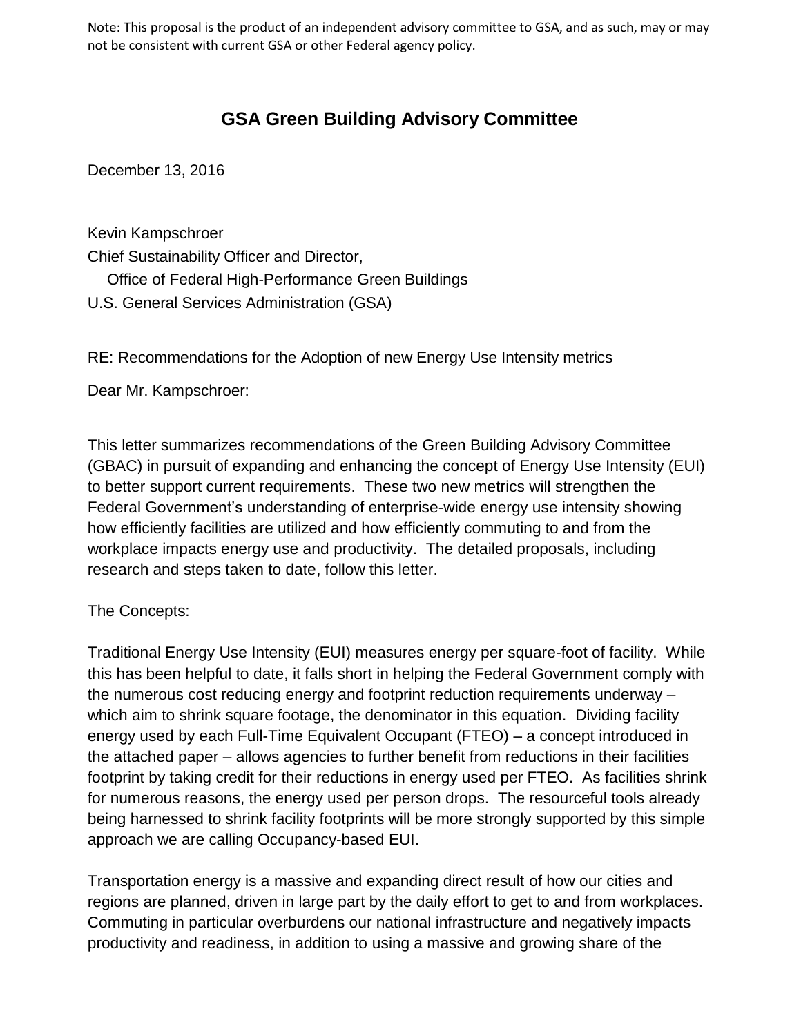Note: This proposal is the product of an independent advisory committee to GSA, and as such, may or may not be consistent with current GSA or other Federal agency policy.

# GSA Green Building Advisory Committee

December 13, 2016

Kevin Kampschroer
Chief Sustainability Officer and Director,
Office of Federal High-Performance Green Buildings
U.S. General Services Administration (GSA)

RE: Recommendations for the Adoption of new Energy Use Intensity metrics

Dear Mr. Kampschroer:

This letter summarizes recommendations of the Green Building Advisory Committee (GBAC) in pursuit of expanding and enhancing the concept of Energy Use Intensity (EUI) to better support current requirements. These two new metrics will strengthen the Federal Government's understanding of enterprise-wide energy use intensity showing how efficiently facilities are utilized and how efficiently commuting to and from the workplace impacts energy use and productivity. The detailed proposals, including research and steps taken to date, follow this letter.

The Concepts:

Traditional Energy Use Intensity (EUI) measures energy per square-foot of facility. While this has been helpful to date, it falls short in helping the Federal Government comply with the numerous cost reducing energy and footprint reduction requirements underway – which aim to shrink square footage, the denominator in this equation. Dividing facility energy used by each Full-Time Equivalent Occupant (FTEO) – a concept introduced in the attached paper – allows agencies to further benefit from reductions in their facilities footprint by taking credit for their reductions in energy used per FTEO. As facilities shrink for numerous reasons, the energy used per person drops. The resourceful tools already being harnessed to shrink facility footprints will be more strongly supported by this simple approach we are calling Occupancy-based EUI.

Transportation energy is a massive and expanding direct result of how our cities and regions are planned, driven in large part by the daily effort to get to and from workplaces. Commuting in particular overburdens our national infrastructure and negatively impacts productivity and readiness, in addition to using a massive and growing share of the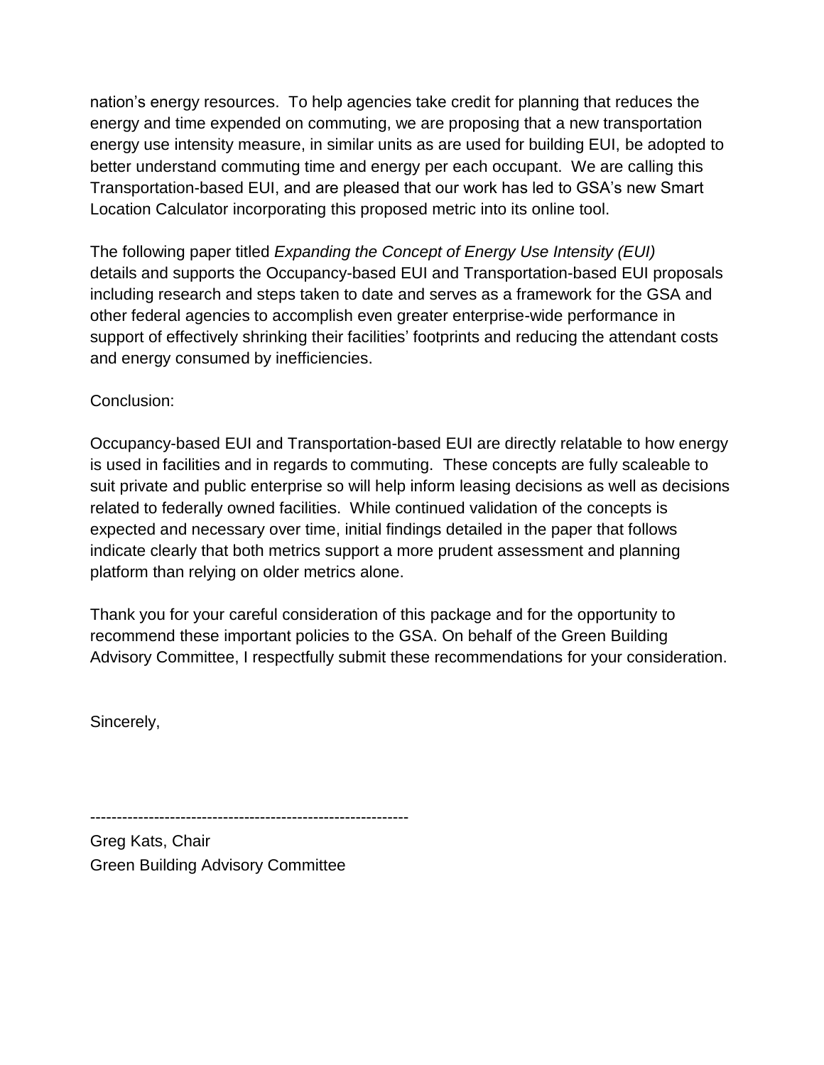nation's energy resources. To help agencies take credit for planning that reduces the energy and time expended on commuting, we are proposing that a new transportation energy use intensity measure, in similar units as are used for building EUI, be adopted to better understand commuting time and energy per each occupant. We are calling this Transportation-based EUI, and are pleased that our work has led to GSA's new Smart Location Calculator incorporating this proposed metric into its online tool.

The following paper titled *Expanding the Concept of Energy Use Intensity (EUI)* details and supports the Occupancy-based EUI and Transportation-based EUI proposals including research and steps taken to date and serves as a framework for the GSA and other federal agencies to accomplish even greater enterprise-wide performance in support of effectively shrinking their facilities' footprints and reducing the attendant costs and energy consumed by inefficiencies.

Conclusion:

Occupancy-based EUI and Transportation-based EUI are directly relatable to how energy is used in facilities and in regards to commuting. These concepts are fully scaleable to suit private and public enterprise so will help inform leasing decisions as well as decisions related to federally owned facilities. While continued validation of the concepts is expected and necessary over time, initial findings detailed in the paper that follows indicate clearly that both metrics support a more prudent assessment and planning platform than relying on older metrics alone.

Thank you for your careful consideration of this package and for the opportunity to recommend these important policies to the GSA. On behalf of the Green Building Advisory Committee, I respectfully submit these recommendations for your consideration.

Sincerely,

------------------------------------------------------------

Greg Kats, Chair
Green Building Advisory Committee